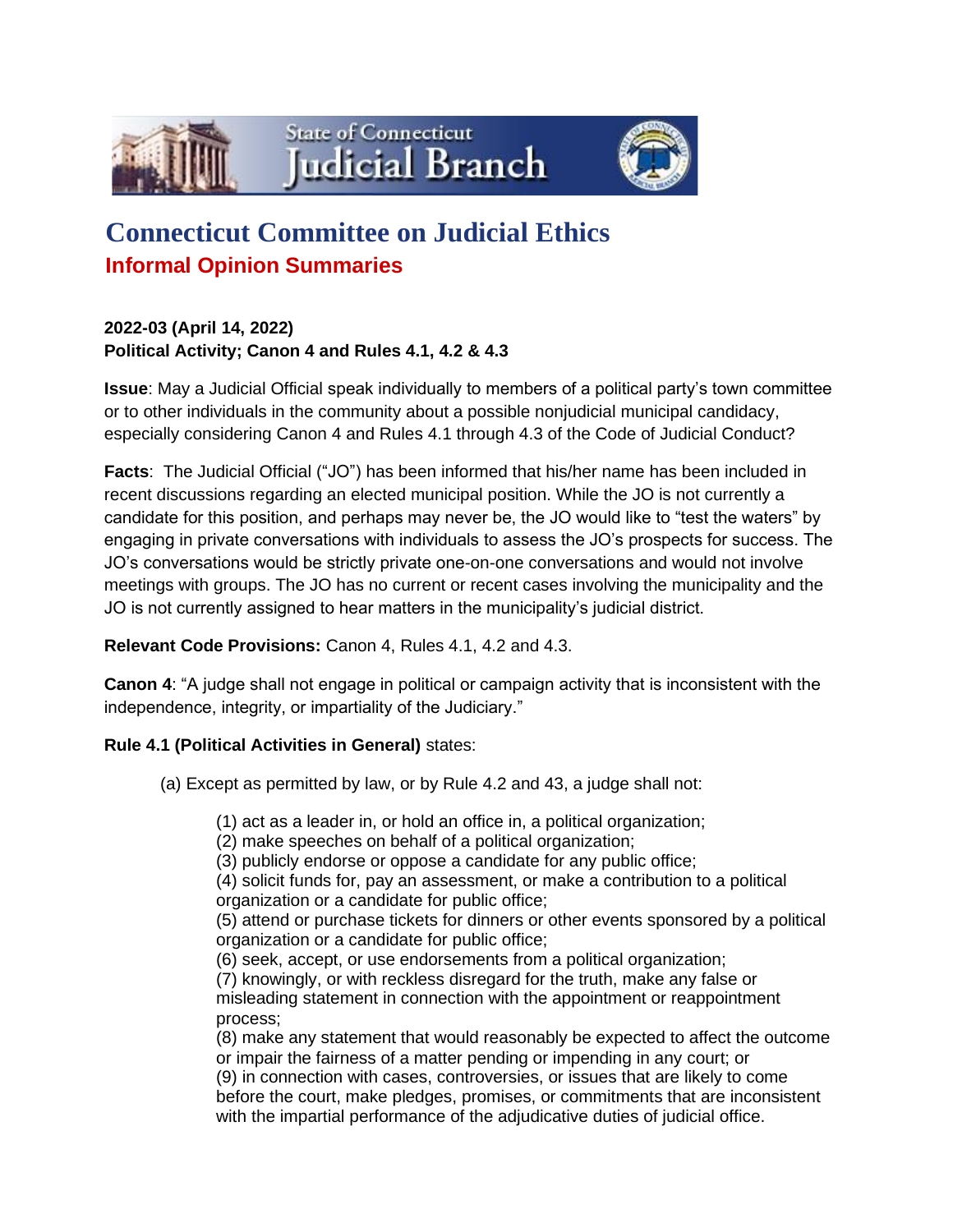State of Connecticut Judicial Branch

# Connecticut Committee on Judicial Ethics

## Informal Opinion Summaries

**2022-03 (April 14, 2022)**
**Political Activity; Canon 4 and Rules 4.1, 4.2 & 4.3**

**Issue**: May a Judicial Official speak individually to members of a political party's town committee or to other individuals in the community about a possible nonjudicial municipal candidacy, especially considering Canon 4 and Rules 4.1 through 4.3 of the Code of Judicial Conduct?

**Facts**: The Judicial Official ("JO") has been informed that his/her name has been included in recent discussions regarding an elected municipal position. While the JO is not currently a candidate for this position, and perhaps may never be, the JO would like to "test the waters" by engaging in private conversations with individuals to assess the JO's prospects for success. The JO's conversations would be strictly private one-on-one conversations and would not involve meetings with groups. The JO has no current or recent cases involving the municipality and the JO is not currently assigned to hear matters in the municipality's judicial district.

**Relevant Code Provisions:** Canon 4, Rules 4.1, 4.2 and 4.3.

**Canon 4**: "A judge shall not engage in political or campaign activity that is inconsistent with the independence, integrity, or impartiality of the Judiciary."

**Rule 4.1 (Political Activities in General)** states:

> (a) Except as permitted by law, or by Rule 4.2 and 43, a judge shall not:
>
> (1) act as a leader in, or hold an office in, a political organization;
> (2) make speeches on behalf of a political organization;
> (3) publicly endorse or oppose a candidate for any public office;
> (4) solicit funds for, pay an assessment, or make a contribution to a political organization or a candidate for public office;
> (5) attend or purchase tickets for dinners or other events sponsored by a political organization or a candidate for public office;
> (6) seek, accept, or use endorsements from a political organization;
> (7) knowingly, or with reckless disregard for the truth, make any false or misleading statement in connection with the appointment or reappointment process;
> (8) make any statement that would reasonably be expected to affect the outcome or impair the fairness of a matter pending or impending in any court; or
> (9) in connection with cases, controversies, or issues that are likely to come before the court, make pledges, promises, or commitments that are inconsistent with the impartial performance of the adjudicative duties of judicial office.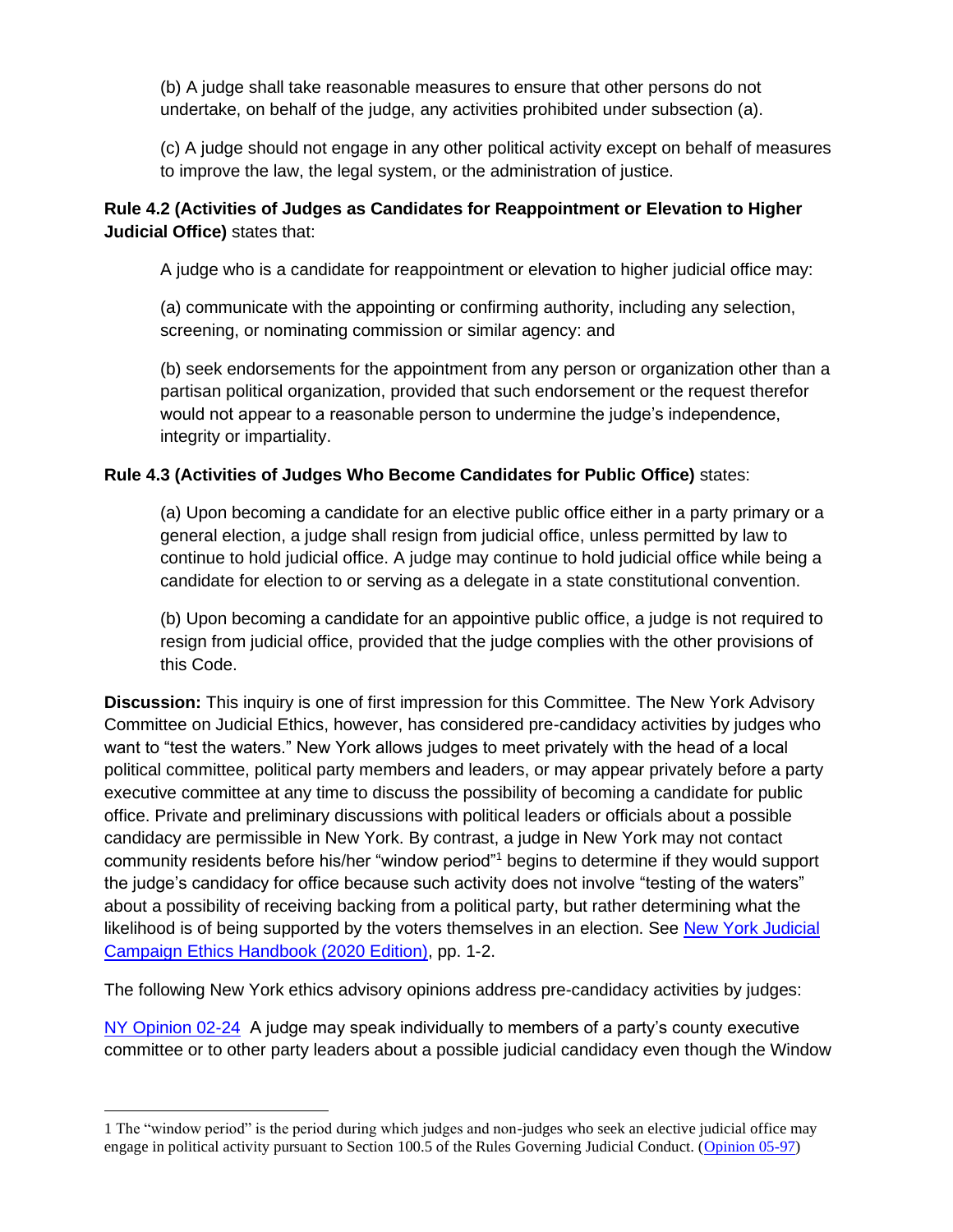(b) A judge shall take reasonable measures to ensure that other persons do not undertake, on behalf of the judge, any activities prohibited under subsection (a).

(c) A judge should not engage in any other political activity except on behalf of measures to improve the law, the legal system, or the administration of justice.

**Rule 4.2 (Activities of Judges as Candidates for Reappointment or Elevation to Higher Judicial Office)** states that:

A judge who is a candidate for reappointment or elevation to higher judicial office may:

(a) communicate with the appointing or confirming authority, including any selection, screening, or nominating commission or similar agency: and

(b) seek endorsements for the appointment from any person or organization other than a partisan political organization, provided that such endorsement or the request therefor would not appear to a reasonable person to undermine the judge's independence, integrity or impartiality.

**Rule 4.3 (Activities of Judges Who Become Candidates for Public Office)** states:

(a) Upon becoming a candidate for an elective public office either in a party primary or a general election, a judge shall resign from judicial office, unless permitted by law to continue to hold judicial office. A judge may continue to hold judicial office while being a candidate for election to or serving as a delegate in a state constitutional convention.

(b) Upon becoming a candidate for an appointive public office, a judge is not required to resign from judicial office, provided that the judge complies with the other provisions of this Code.

**Discussion:** This inquiry is one of first impression for this Committee. The New York Advisory Committee on Judicial Ethics, however, has considered pre-candidacy activities by judges who want to "test the waters." New York allows judges to meet privately with the head of a local political committee, political party members and leaders, or may appear privately before a party executive committee at any time to discuss the possibility of becoming a candidate for public office. Private and preliminary discussions with political leaders or officials about a possible candidacy are permissible in New York. By contrast, a judge in New York may not contact community residents before his/her "window period"[1] begins to determine if they would support the judge's candidacy for office because such activity does not involve "testing of the waters" about a possibility of receiving backing from a political party, but rather determining what the likelihood is of being supported by the voters themselves in an election. See New York Judicial Campaign Ethics Handbook (2020 Edition), pp. 1-2.

The following New York ethics advisory opinions address pre-candidacy activities by judges:

NY Opinion 02-24 A judge may speak individually to members of a party's county executive committee or to other party leaders about a possible judicial candidacy even though the Window

---

1 The "window period" is the period during which judges and non-judges who seek an elective judicial office may engage in political activity pursuant to Section 100.5 of the Rules Governing Judicial Conduct. (Opinion 05-97)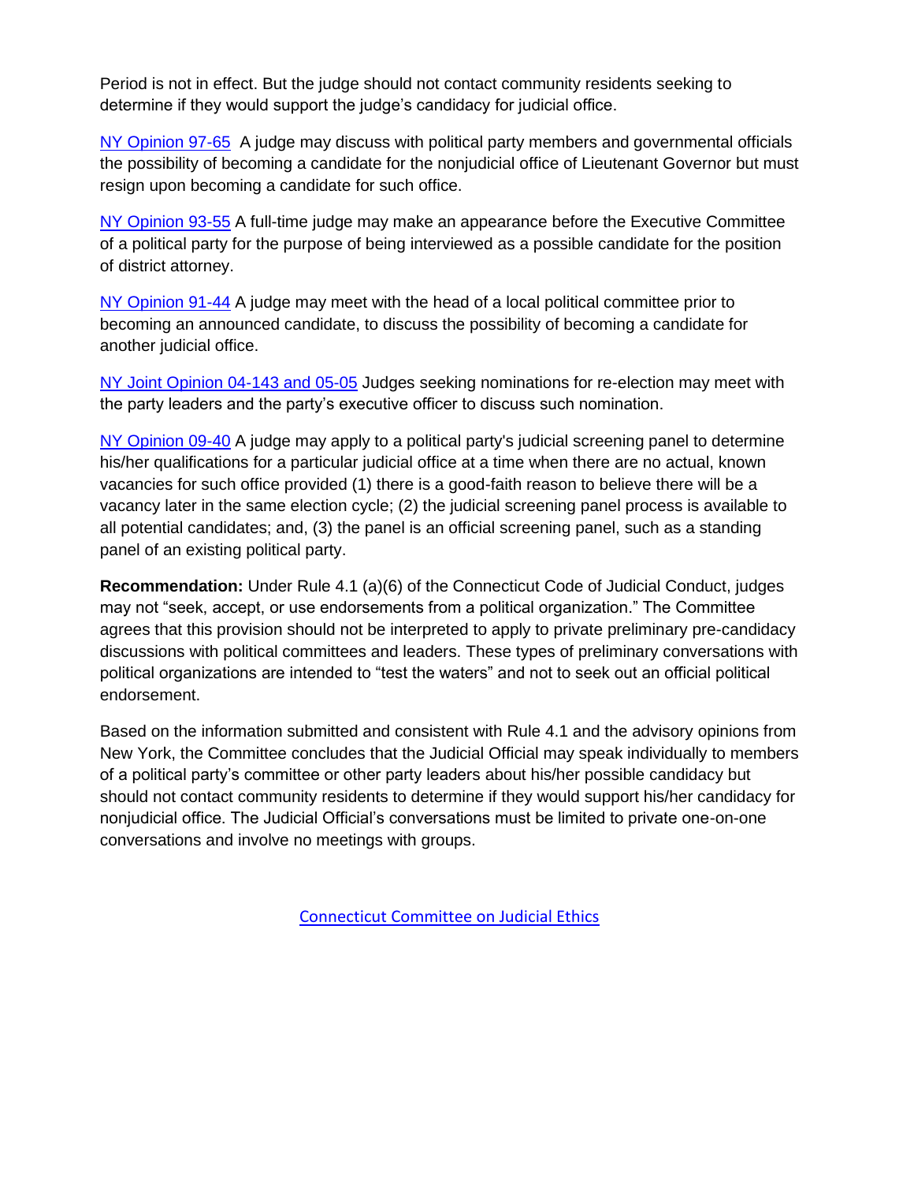Period is not in effect. But the judge should not contact community residents seeking to determine if they would support the judge's candidacy for judicial office.

NY Opinion 97-65 A judge may discuss with political party members and governmental officials the possibility of becoming a candidate for the nonjudicial office of Lieutenant Governor but must resign upon becoming a candidate for such office.

NY Opinion 93-55 A full-time judge may make an appearance before the Executive Committee of a political party for the purpose of being interviewed as a possible candidate for the position of district attorney.

NY Opinion 91-44 A judge may meet with the head of a local political committee prior to becoming an announced candidate, to discuss the possibility of becoming a candidate for another judicial office.

NY Joint Opinion 04-143 and 05-05 Judges seeking nominations for re-election may meet with the party leaders and the party's executive officer to discuss such nomination.

NY Opinion 09-40 A judge may apply to a political party's judicial screening panel to determine his/her qualifications for a particular judicial office at a time when there are no actual, known vacancies for such office provided (1) there is a good-faith reason to believe there will be a vacancy later in the same election cycle; (2) the judicial screening panel process is available to all potential candidates; and, (3) the panel is an official screening panel, such as a standing panel of an existing political party.

**Recommendation:** Under Rule 4.1 (a)(6) of the Connecticut Code of Judicial Conduct, judges may not "seek, accept, or use endorsements from a political organization." The Committee agrees that this provision should not be interpreted to apply to private preliminary pre-candidacy discussions with political committees and leaders. These types of preliminary conversations with political organizations are intended to "test the waters" and not to seek out an official political endorsement.

Based on the information submitted and consistent with Rule 4.1 and the advisory opinions from New York, the Committee concludes that the Judicial Official may speak individually to members of a political party's committee or other party leaders about his/her possible candidacy but should not contact community residents to determine if they would support his/her candidacy for nonjudicial office. The Judicial Official's conversations must be limited to private one-on-one conversations and involve no meetings with groups.

Connecticut Committee on Judicial Ethics